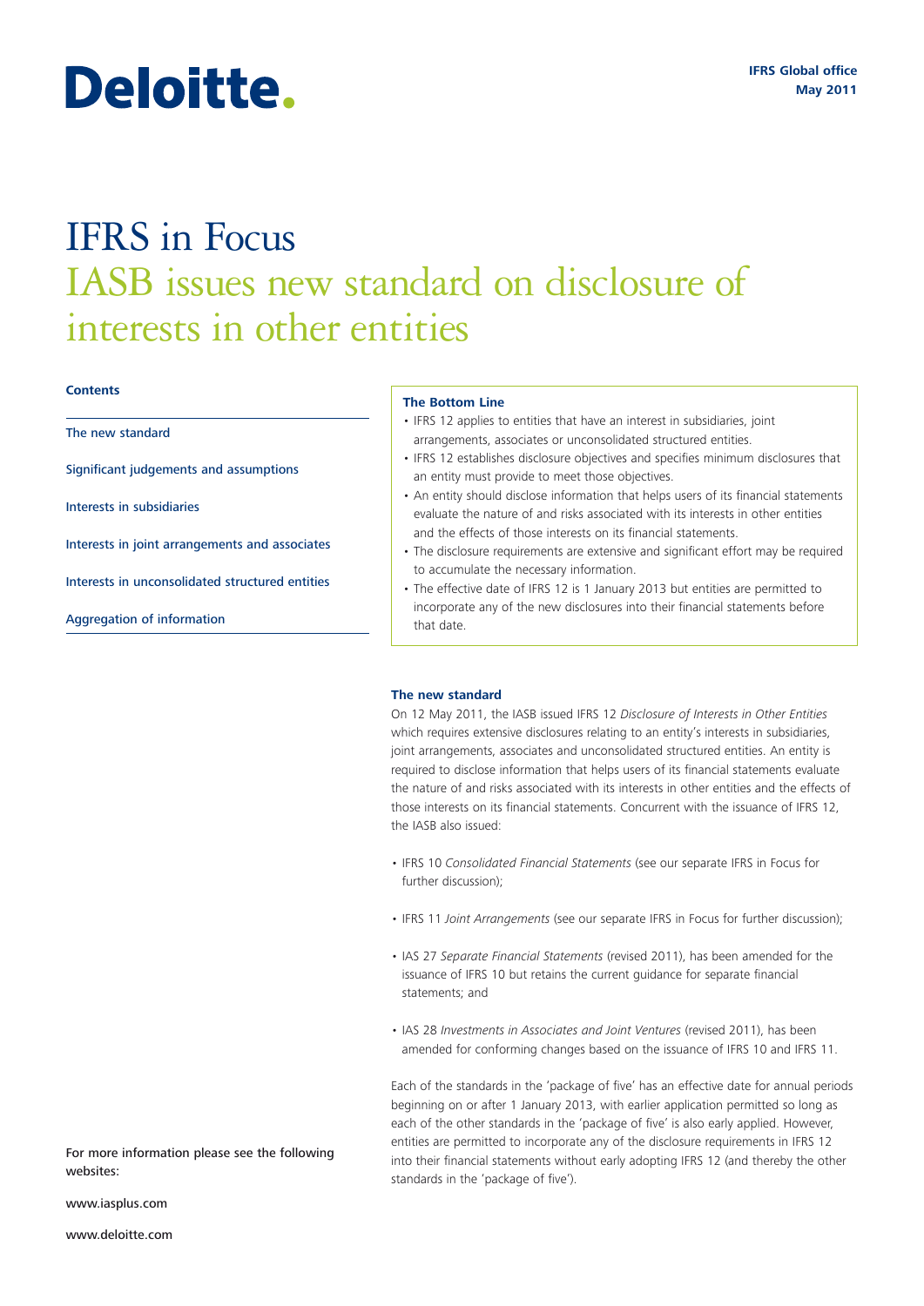Deloitte.

IFRS Global office
May 2011

# IFRS in Focus
## IASB issues new standard on disclosure of interests in other entities

**Contents**

The new standard

Significant judgements and assumptions

Interests in subsidiaries

Interests in joint arrangements and associates

Interests in unconsolidated structured entities

Aggregation of information

**The Bottom Line**

- IFRS 12 applies to entities that have an interest in subsidiaries, joint arrangements, associates or unconsolidated structured entities.
- IFRS 12 establishes disclosure objectives and specifies minimum disclosures that an entity must provide to meet those objectives.
- An entity should disclose information that helps users of its financial statements evaluate the nature of and risks associated with its interests in other entities and the effects of those interests on its financial statements.
- The disclosure requirements are extensive and significant effort may be required to accumulate the necessary information.
- The effective date of IFRS 12 is 1 January 2013 but entities are permitted to incorporate any of the new disclosures into their financial statements before that date.

### The new standard

On 12 May 2011, the IASB issued IFRS 12 *Disclosure of Interests in Other Entities* which requires extensive disclosures relating to an entity's interests in subsidiaries, joint arrangements, associates and unconsolidated structured entities. An entity is required to disclose information that helps users of its financial statements evaluate the nature of and risks associated with its interests in other entities and the effects of those interests on its financial statements. Concurrent with the issuance of IFRS 12, the IASB also issued:

- IFRS 10 *Consolidated Financial Statements* (see our separate IFRS in Focus for further discussion);
- IFRS 11 *Joint Arrangements* (see our separate IFRS in Focus for further discussion);
- IAS 27 *Separate Financial Statements* (revised 2011), has been amended for the issuance of IFRS 10 but retains the current guidance for separate financial statements; and
- IAS 28 *Investments in Associates and Joint Ventures* (revised 2011), has been amended for conforming changes based on the issuance of IFRS 10 and IFRS 11.

Each of the standards in the 'package of five' has an effective date for annual periods beginning on or after 1 January 2013, with earlier application permitted so long as each of the other standards in the 'package of five' is also early applied. However, entities are permitted to incorporate any of the disclosure requirements in IFRS 12 into their financial statements without early adopting IFRS 12 (and thereby the other standards in the 'package of five').

For more information please see the following websites:

www.iasplus.com

www.deloitte.com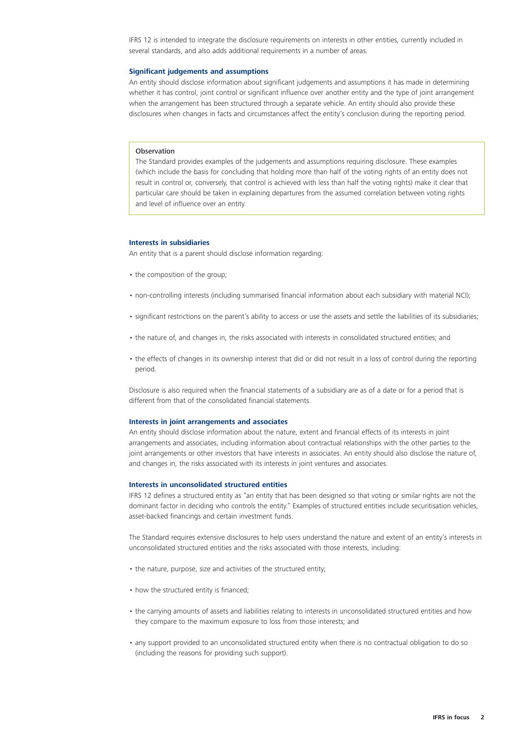IFRS 12 is intended to integrate the disclosure requirements on interests in other entities, currently included in several standards, and also adds additional requirements in a number of areas.

### Significant judgements and assumptions

An entity should disclose information about significant judgements and assumptions it has made in determining whether it has control, joint control or significant influence over another entity and the type of joint arrangement when the arrangement has been structured through a separate vehicle. An entity should also provide these disclosures when changes in facts and circumstances affect the entity's conclusion during the reporting period.

> Observation
>
> The Standard provides examples of the judgements and assumptions requiring disclosure. These examples (which include the basis for concluding that holding more than half of the voting rights of an entity does not result in control or, conversely, that control is achieved with less than half the voting rights) make it clear that particular care should be taken in explaining departures from the assumed correlation between voting rights and level of influence over an entity.

### Interests in subsidiaries

An entity that is a parent should disclose information regarding:

- the composition of the group;
- non-controlling interests (including summarised financial information about each subsidiary with material NCI);
- significant restrictions on the parent's ability to access or use the assets and settle the liabilities of its subsidiaries;
- the nature of, and changes in, the risks associated with interests in consolidated structured entities; and
- the effects of changes in its ownership interest that did or did not result in a loss of control during the reporting period.

Disclosure is also required when the financial statements of a subsidiary are as of a date or for a period that is different from that of the consolidated financial statements.

### Interests in joint arrangements and associates

An entity should disclose information about the nature, extent and financial effects of its interests in joint arrangements and associates, including information about contractual relationships with the other parties to the joint arrangements or other investors that have interests in associates. An entity should also disclose the nature of, and changes in, the risks associated with its interests in joint ventures and associates.

### Interests in unconsolidated structured entities

IFRS 12 defines a structured entity as "an entity that has been designed so that voting or similar rights are not the dominant factor in deciding who controls the entity." Examples of structured entities include securitisation vehicles, asset-backed financings and certain investment funds.

The Standard requires extensive disclosures to help users understand the nature and extent of an entity's interests in unconsolidated structured entities and the risks associated with those interests, including:

- the nature, purpose, size and activities of the structured entity;
- how the structured entity is financed;
- the carrying amounts of assets and liabilities relating to interests in unconsolidated structured entities and how they compare to the maximum exposure to loss from those interests; and
- any support provided to an unconsolidated structured entity when there is no contractual obligation to do so (including the reasons for providing such support).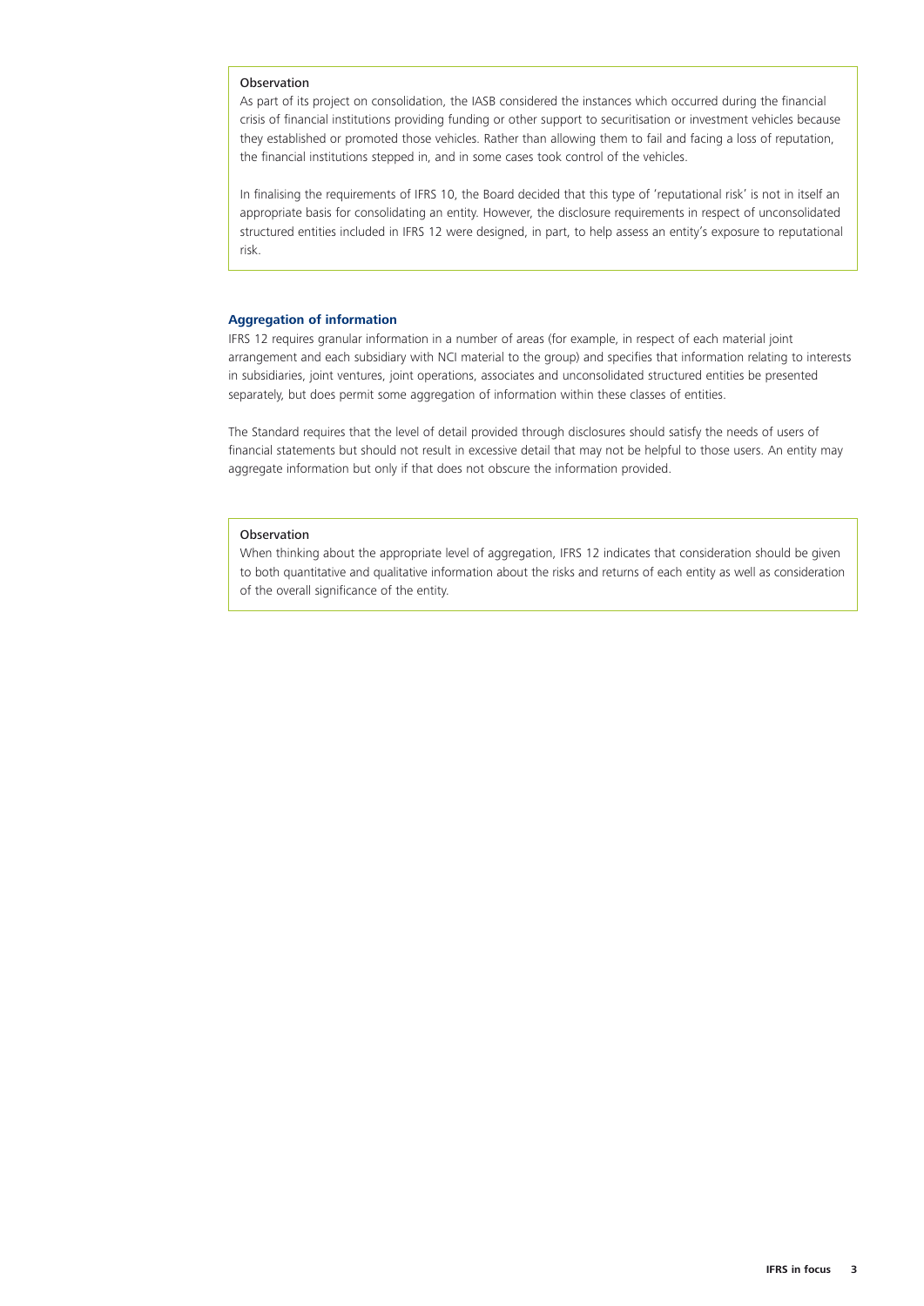> **Observation**
>
> As part of its project on consolidation, the IASB considered the instances which occurred during the financial crisis of financial institutions providing funding or other support to securitisation or investment vehicles because they established or promoted those vehicles. Rather than allowing them to fail and facing a loss of reputation, the financial institutions stepped in, and in some cases took control of the vehicles.
>
> In finalising the requirements of IFRS 10, the Board decided that this type of 'reputational risk' is not in itself an appropriate basis for consolidating an entity. However, the disclosure requirements in respect of unconsolidated structured entities included in IFRS 12 were designed, in part, to help assess an entity's exposure to reputational risk.

### Aggregation of information

IFRS 12 requires granular information in a number of areas (for example, in respect of each material joint arrangement and each subsidiary with NCI material to the group) and specifies that information relating to interests in subsidiaries, joint ventures, joint operations, associates and unconsolidated structured entities be presented separately, but does permit some aggregation of information within these classes of entities.

The Standard requires that the level of detail provided through disclosures should satisfy the needs of users of financial statements but should not result in excessive detail that may not be helpful to those users. An entity may aggregate information but only if that does not obscure the information provided.

> **Observation**
>
> When thinking about the appropriate level of aggregation, IFRS 12 indicates that consideration should be given to both quantitative and qualitative information about the risks and returns of each entity as well as consideration of the overall significance of the entity.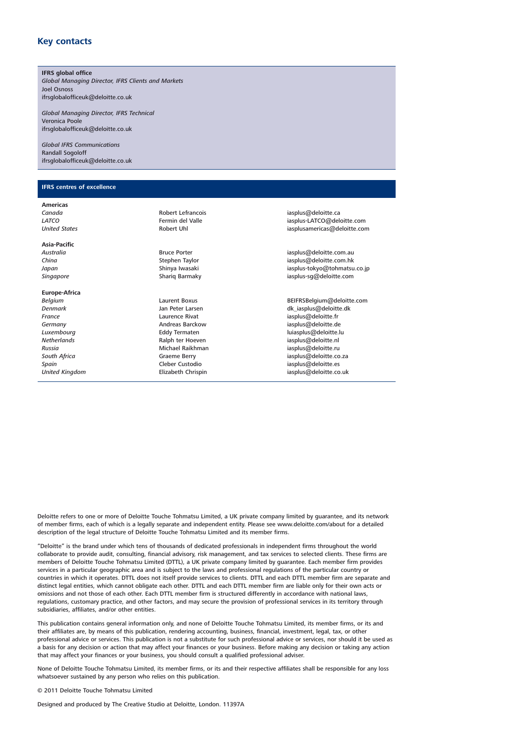## Key contacts

**IFRS global office**
*Global Managing Director, IFRS Clients and Markets*
Joel Osnoss
ifrsglobalofficeuk@deloitte.co.uk

*Global Managing Director, IFRS Technical*
Veronica Poole
ifrsglobalofficeuk@deloitte.co.uk

*Global IFRS Communications*
Randall Sogoloff
ifrsglobalofficeuk@deloitte.co.uk

**IFRS centres of excellence**

| | | |
|---|---|---|
| **Americas** | | |
| *Canada* | Robert Lefrancois | iasplus@deloitte.ca |
| *LATCO* | Fermin del Valle | iasplus-LATCO@deloitte.com |
| *United States* | Robert Uhl | iasplusamericas@deloitte.com |
| **Asia-Pacific** | | |
| *Australia* | Bruce Porter | iasplus@deloitte.com.au |
| *China* | Stephen Taylor | iasplus@deloitte.com.hk |
| *Japan* | Shinya Iwasaki | iasplus-tokyo@tohmatsu.co.jp |
| *Singapore* | Shariq Barmaky | iasplus-sg@deloitte.com |
| **Europe-Africa** | | |
| *Belgium* | Laurent Boxus | BEIFRSBelgium@deloitte.com |
| *Denmark* | Jan Peter Larsen | dk_iasplus@deloitte.dk |
| *France* | Laurence Rivat | iasplus@deloitte.fr |
| *Germany* | Andreas Barckow | iasplus@deloitte.de |
| *Luxembourg* | Eddy Termaten | luiasplus@deloitte.lu |
| *Netherlands* | Ralph ter Hoeven | iasplus@deloitte.nl |
| *Russia* | Michael Raikhman | iasplus@deloitte.ru |
| *South Africa* | Graeme Berry | iasplus@deloitte.co.za |
| *Spain* | Cleber Custodio | iasplus@deloitte.es |
| *United Kingdom* | Elizabeth Chrispin | iasplus@deloitte.co.uk |

Deloitte refers to one or more of Deloitte Touche Tohmatsu Limited, a UK private company limited by guarantee, and its network of member firms, each of which is a legally separate and independent entity. Please see www.deloitte.com/about for a detailed description of the legal structure of Deloitte Touche Tohmatsu Limited and its member firms.

"Deloitte" is the brand under which tens of thousands of dedicated professionals in independent firms throughout the world collaborate to provide audit, consulting, financial advisory, risk management, and tax services to selected clients. These firms are members of Deloitte Touche Tohmatsu Limited (DTTL), a UK private company limited by guarantee. Each member firm provides services in a particular geographic area and is subject to the laws and professional regulations of the particular country or countries in which it operates. DTTL does not itself provide services to clients. DTTL and each DTTL member firm are separate and distinct legal entities, which cannot obligate each other. DTTL and each DTTL member firm are liable only for their own acts or omissions and not those of each other. Each DTTL member firm is structured differently in accordance with national laws, regulations, customary practice, and other factors, and may secure the provision of professional services in its territory through subsidiaries, affiliates, and/or other entities.

This publication contains general information only, and none of Deloitte Touche Tohmatsu Limited, its member firms, or its and their affiliates are, by means of this publication, rendering accounting, business, financial, investment, legal, tax, or other professional advice or services. This publication is not a substitute for such professional advice or services, nor should it be used as a basis for any decision or action that may affect your finances or your business. Before making any decision or taking any action that may affect your finances or your business, you should consult a qualified professional adviser.

None of Deloitte Touche Tohmatsu Limited, its member firms, or its and their respective affiliates shall be responsible for any loss whatsoever sustained by any person who relies on this publication.

© 2011 Deloitte Touche Tohmatsu Limited

Designed and produced by The Creative Studio at Deloitte, London. 11397A